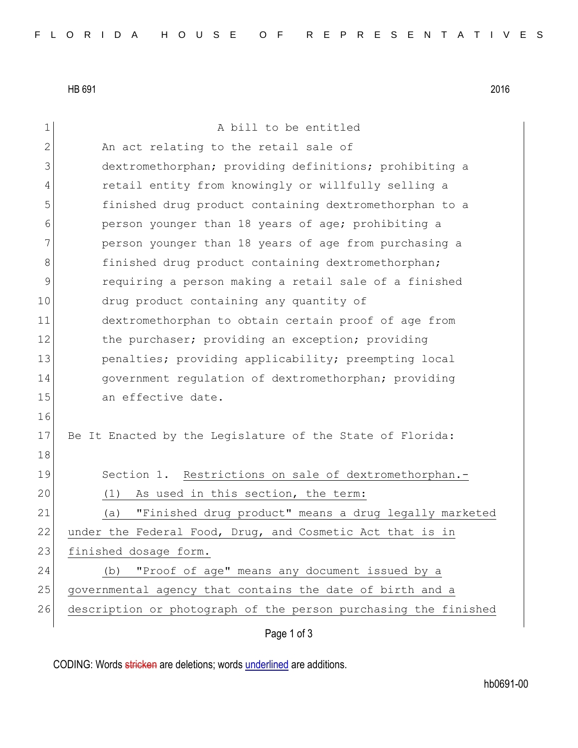HB 691 2016

A bill to be entitled

An act relating to the retail sale of dextromethorphan; providing definitions; prohibiting a retail entity from knowingly or willfully selling a finished drug product containing dextromethorphan to a person younger than 18 years of age; prohibiting a person younger than 18 years of age from purchasing a finished drug product containing dextromethorphan; requiring a person making a retail sale of a finished drug product containing any quantity of dextromethorphan to obtain certain proof of age from the purchaser; providing an exception; providing penalties; providing applicability; preempting local government regulation of dextromethorphan; providing an effective date.

Be It Enacted by the Legislature of the State of Florida:

Section 1. Restrictions on sale of dextromethorphan.-

(1) As used in this section, the term:

(a) "Finished drug product" means a drug legally marketed under the Federal Food, Drug, and Cosmetic Act that is in finished dosage form.

(b) "Proof of age" means any document issued by a governmental agency that contains the date of birth and a description or photograph of the person purchasing the finished

CODING: Words stricken are deletions; words underlined are additions.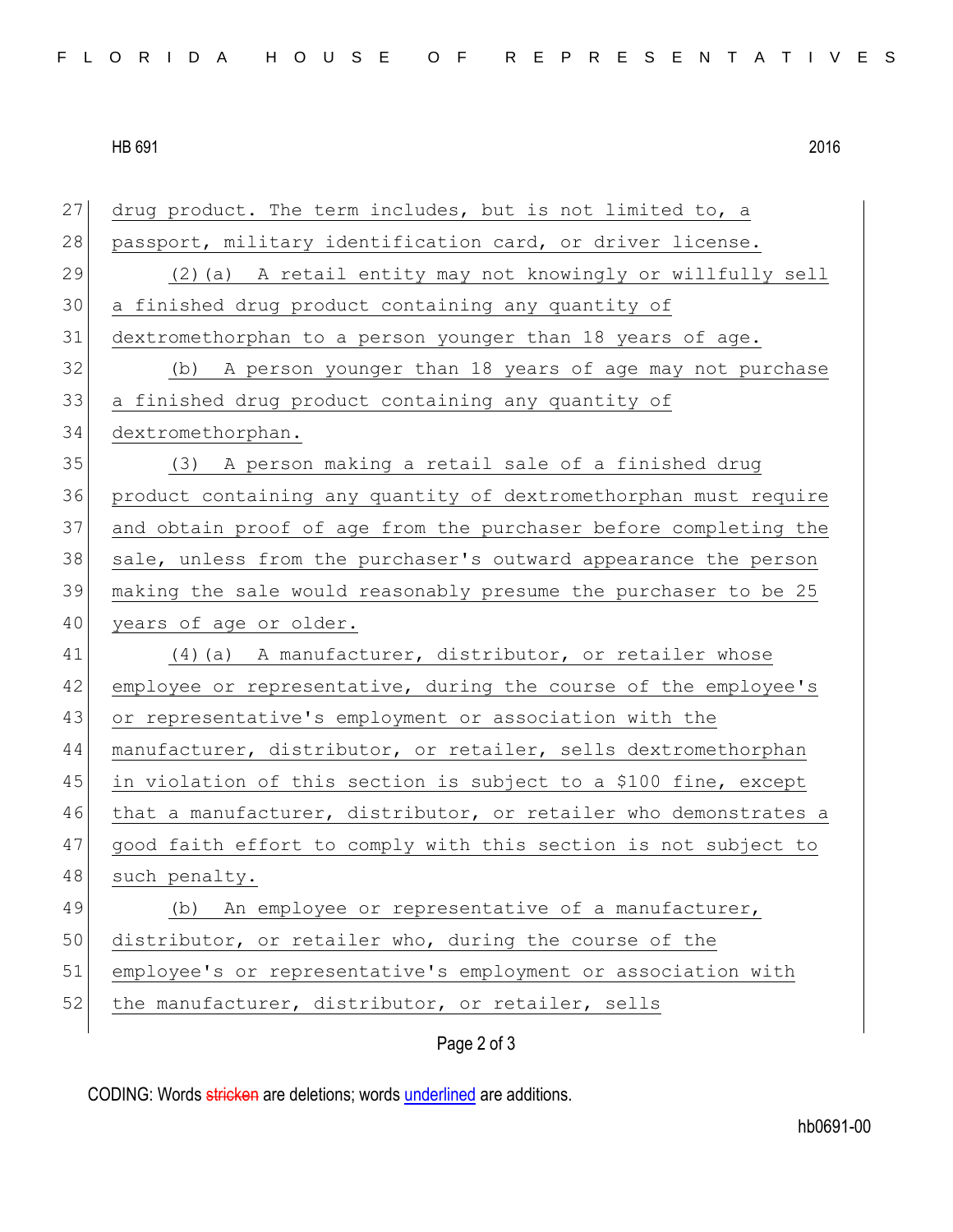drug product. The term includes, but is not limited to, a passport, military identification card, or driver license.

(2)(a) A retail entity may not knowingly or willfully sell a finished drug product containing any quantity of dextromethorphan to a person younger than 18 years of age.

(b) A person younger than 18 years of age may not purchase a finished drug product containing any quantity of dextromethorphan.

(3) A person making a retail sale of a finished drug product containing any quantity of dextromethorphan must require and obtain proof of age from the purchaser before completing the sale, unless from the purchaser's outward appearance the person making the sale would reasonably presume the purchaser to be 25 years of age or older.

(4)(a) A manufacturer, distributor, or retailer whose employee or representative, during the course of the employee's or representative's employment or association with the manufacturer, distributor, or retailer, sells dextromethorphan in violation of this section is subject to a $100 fine, except that a manufacturer, distributor, or retailer who demonstrates a good faith effort to comply with this section is not subject to such penalty.

(b) An employee or representative of a manufacturer, distributor, or retailer who, during the course of the employee's or representative's employment or association with the manufacturer, distributor, or retailer, sells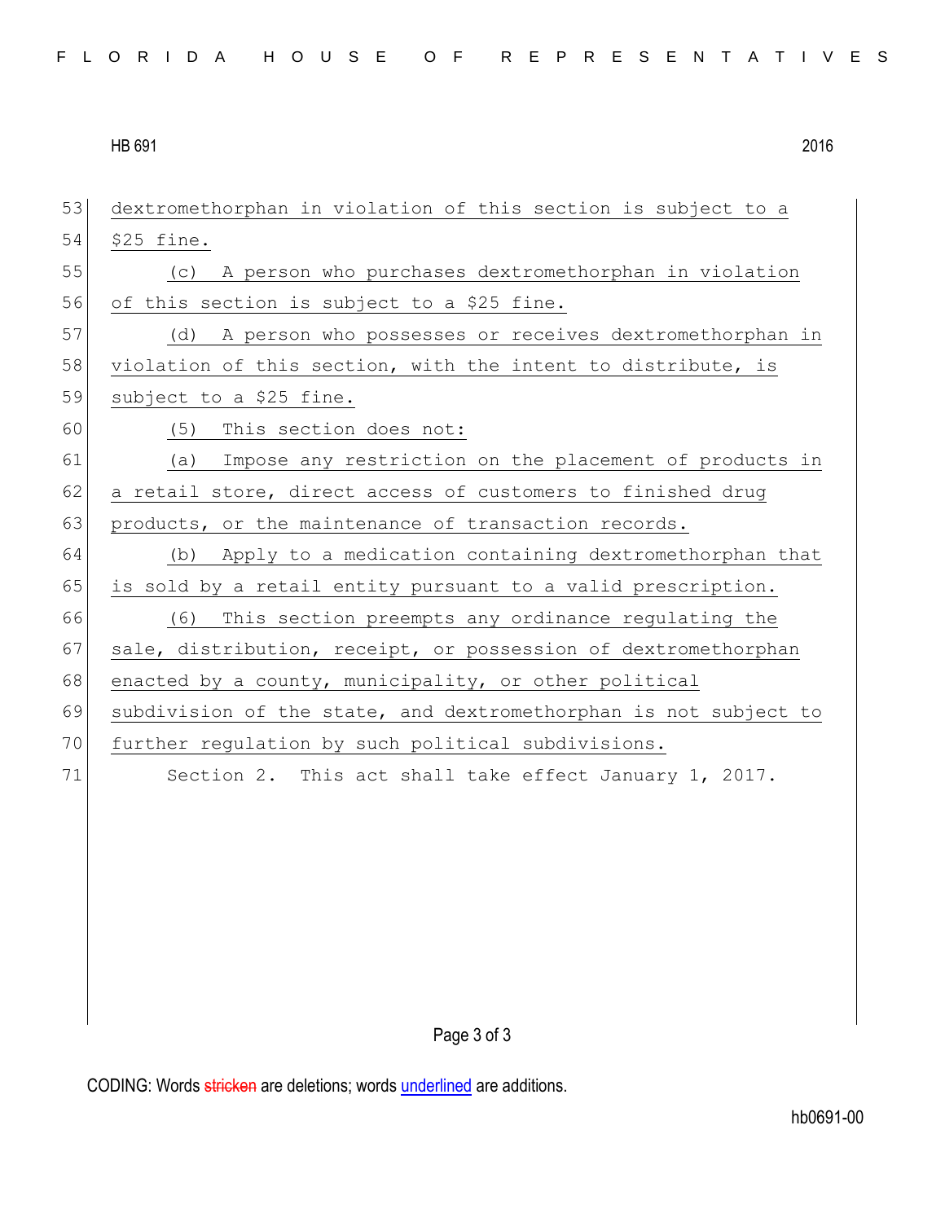dextromethorphan in violation of this section is subject to a $25 fine.

(c) A person who purchases dextromethorphan in violation of this section is subject to a $25 fine.

(d) A person who possesses or receives dextromethorphan in violation of this section, with the intent to distribute, is subject to a $25 fine.

(5) This section does not:

(a) Impose any restriction on the placement of products in a retail store, direct access of customers to finished drug products, or the maintenance of transaction records.

(b) Apply to a medication containing dextromethorphan that is sold by a retail entity pursuant to a valid prescription.

(6) This section preempts any ordinance regulating the sale, distribution, receipt, or possession of dextromethorphan enacted by a county, municipality, or other political subdivision of the state, and dextromethorphan is not subject to further regulation by such political subdivisions.

Section 2. This act shall take effect January 1, 2017.